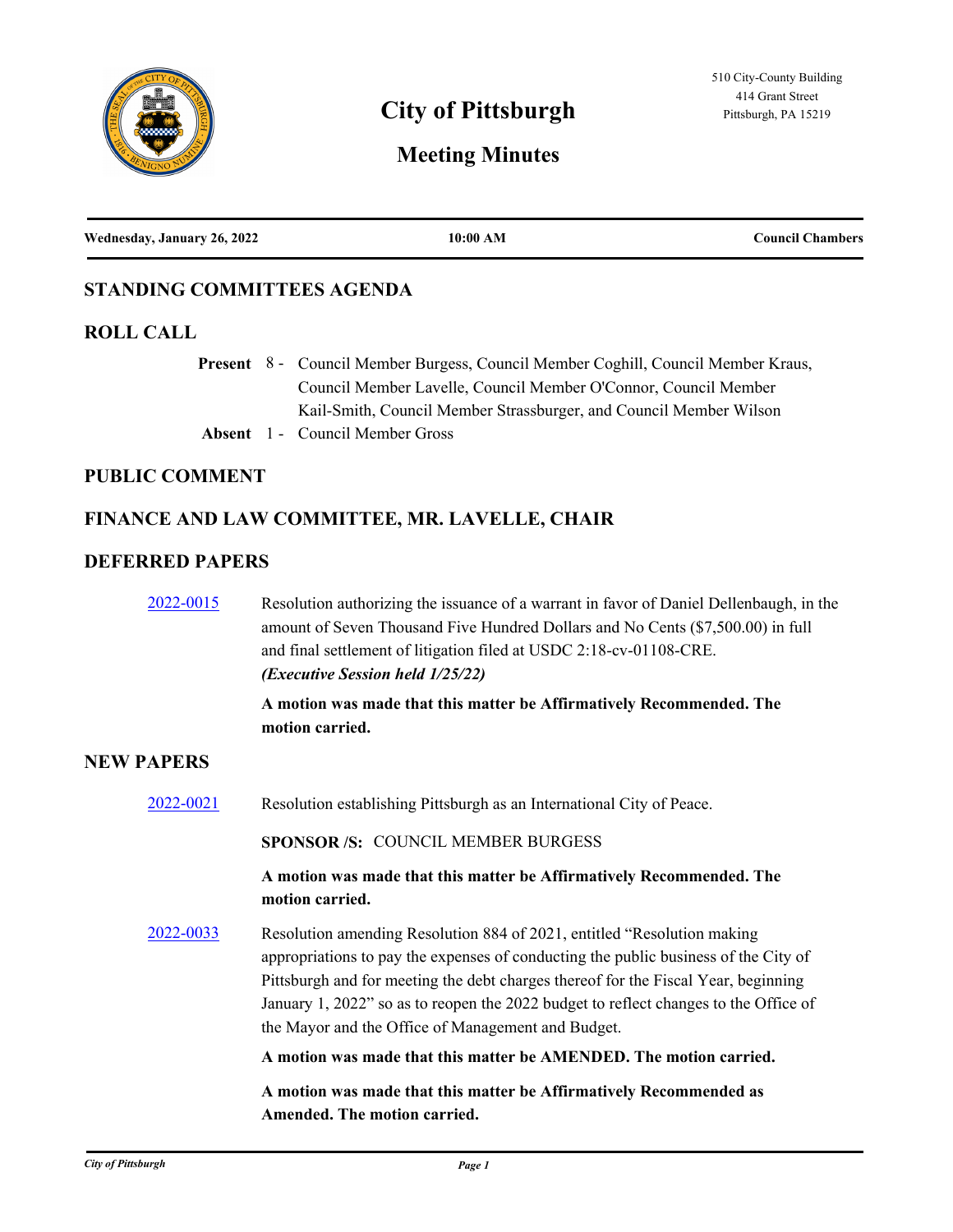# City of Pittsburgh

## Meeting Minutes

510 City-County Building
414 Grant Street
Pittsburgh, PA 15219

| Wednesday, January 26, 2022 | 10:00 AM | Council Chambers |
|---|---|---|

## STANDING COMMITTEES AGENDA

## ROLL CALL

**Present** 8 - Council Member Burgess, Council Member Coghill, Council Member Kraus, Council Member Lavelle, Council Member O'Connor, Council Member Kail-Smith, Council Member Strassburger, and Council Member Wilson

**Absent** 1 - Council Member Gross

## PUBLIC COMMENT

## FINANCE AND LAW COMMITTEE, MR. LAVELLE, CHAIR

## DEFERRED PAPERS

2022-0015 Resolution authorizing the issuance of a warrant in favor of Daniel Dellenbaugh, in the amount of Seven Thousand Five Hundred Dollars and No Cents ($7,500.00) in full and final settlement of litigation filed at USDC 2:18-cv-01108-CRE.
***(Executive Session held 1/25/22)***

**A motion was made that this matter be Affirmatively Recommended. The motion carried.**

## NEW PAPERS

2022-0021 Resolution establishing Pittsburgh as an International City of Peace.

**SPONSOR /S:** COUNCIL MEMBER BURGESS

**A motion was made that this matter be Affirmatively Recommended. The motion carried.**

2022-0033 Resolution amending Resolution 884 of 2021, entitled "Resolution making appropriations to pay the expenses of conducting the public business of the City of Pittsburgh and for meeting the debt charges thereof for the Fiscal Year, beginning January 1, 2022" so as to reopen the 2022 budget to reflect changes to the Office of the Mayor and the Office of Management and Budget.

**A motion was made that this matter be AMENDED. The motion carried.**

**A motion was made that this matter be Affirmatively Recommended as Amended. The motion carried.**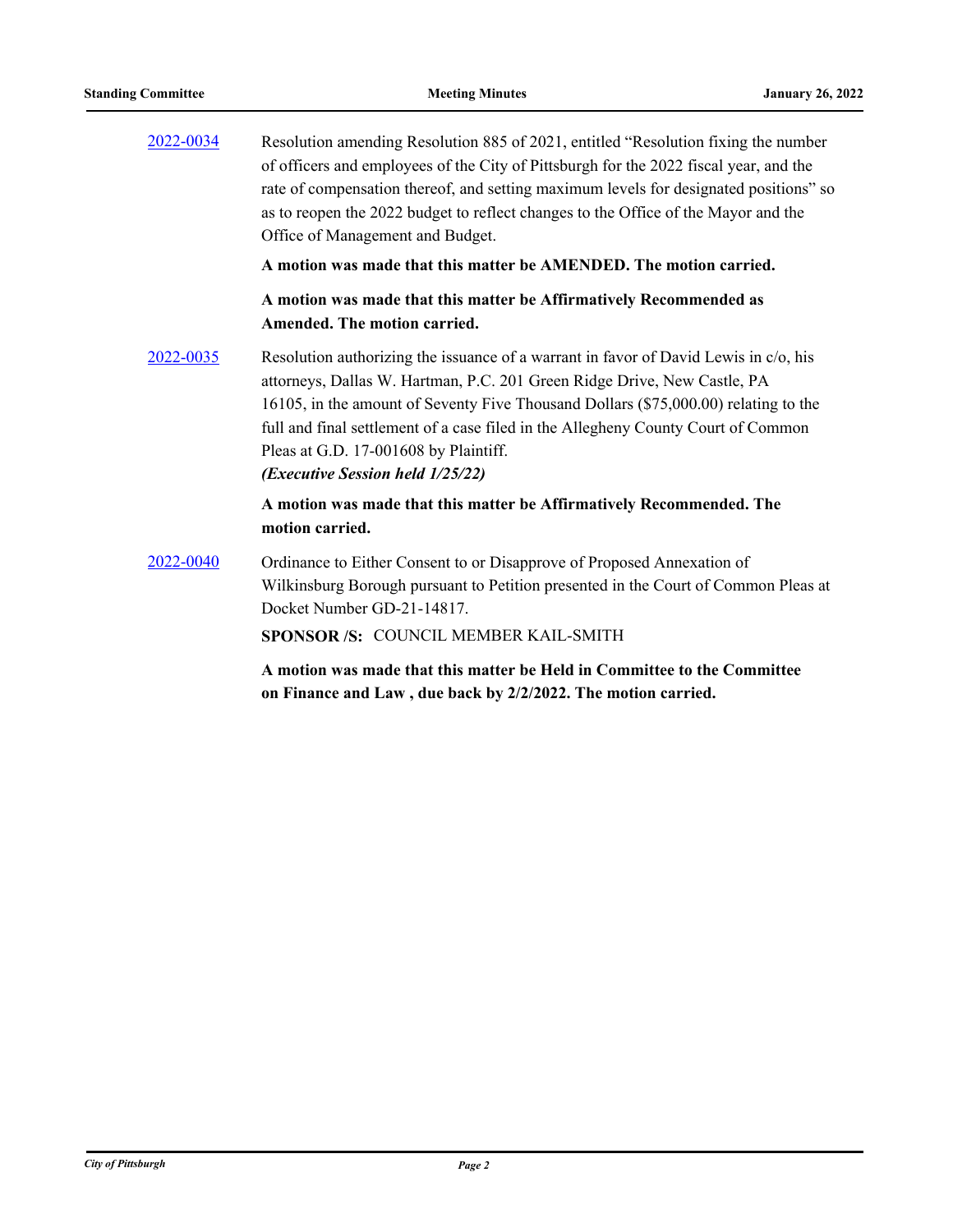2022-0034 Resolution amending Resolution 885 of 2021, entitled "Resolution fixing the number of officers and employees of the City of Pittsburgh for the 2022 fiscal year, and the rate of compensation thereof, and setting maximum levels for designated positions" so as to reopen the 2022 budget to reflect changes to the Office of the Mayor and the Office of Management and Budget.

**A motion was made that this matter be AMENDED. The motion carried.**

**A motion was made that this matter be Affirmatively Recommended as Amended. The motion carried.**

2022-0035 Resolution authorizing the issuance of a warrant in favor of David Lewis in c/o, his attorneys, Dallas W. Hartman, P.C. 201 Green Ridge Drive, New Castle, PA 16105, in the amount of Seventy Five Thousand Dollars ($75,000.00) relating to the full and final settlement of a case filed in the Allegheny County Court of Common Pleas at G.D. 17-001608 by Plaintiff.
***(Executive Session held 1/25/22)***

**A motion was made that this matter be Affirmatively Recommended. The motion carried.**

2022-0040 Ordinance to Either Consent to or Disapprove of Proposed Annexation of Wilkinsburg Borough pursuant to Petition presented in the Court of Common Pleas at Docket Number GD-21-14817.

**SPONSOR /S:** COUNCIL MEMBER KAIL-SMITH

**A motion was made that this matter be Held in Committee to the Committee on Finance and Law , due back by 2/2/2022. The motion carried.**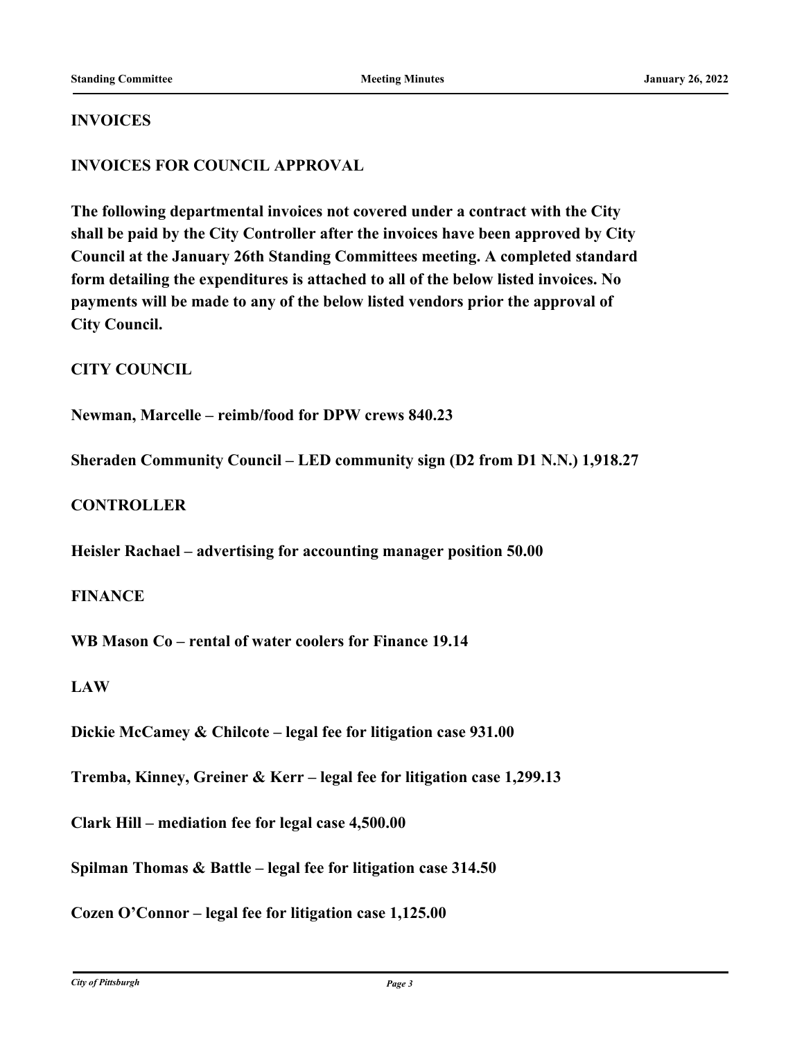## INVOICES

## INVOICES FOR COUNCIL APPROVAL

**The following departmental invoices not covered under a contract with the City shall be paid by the City Controller after the invoices have been approved by City Council at the January 26th Standing Committees meeting. A completed standard form detailing the expenditures is attached to all of the below listed invoices. No payments will be made to any of the below listed vendors prior the approval of City Council.**

### CITY COUNCIL

**Newman, Marcelle – reimb/food for DPW crews 840.23**

**Sheraden Community Council – LED community sign (D2 from D1 N.N.) 1,918.27**

### CONTROLLER

**Heisler Rachael – advertising for accounting manager position 50.00**

### FINANCE

**WB Mason Co – rental of water coolers for Finance 19.14**

### LAW

**Dickie McCamey & Chilcote – legal fee for litigation case 931.00**

**Tremba, Kinney, Greiner & Kerr – legal fee for litigation case 1,299.13**

**Clark Hill – mediation fee for legal case 4,500.00**

**Spilman Thomas & Battle – legal fee for litigation case 314.50**

**Cozen O'Connor – legal fee for litigation case 1,125.00**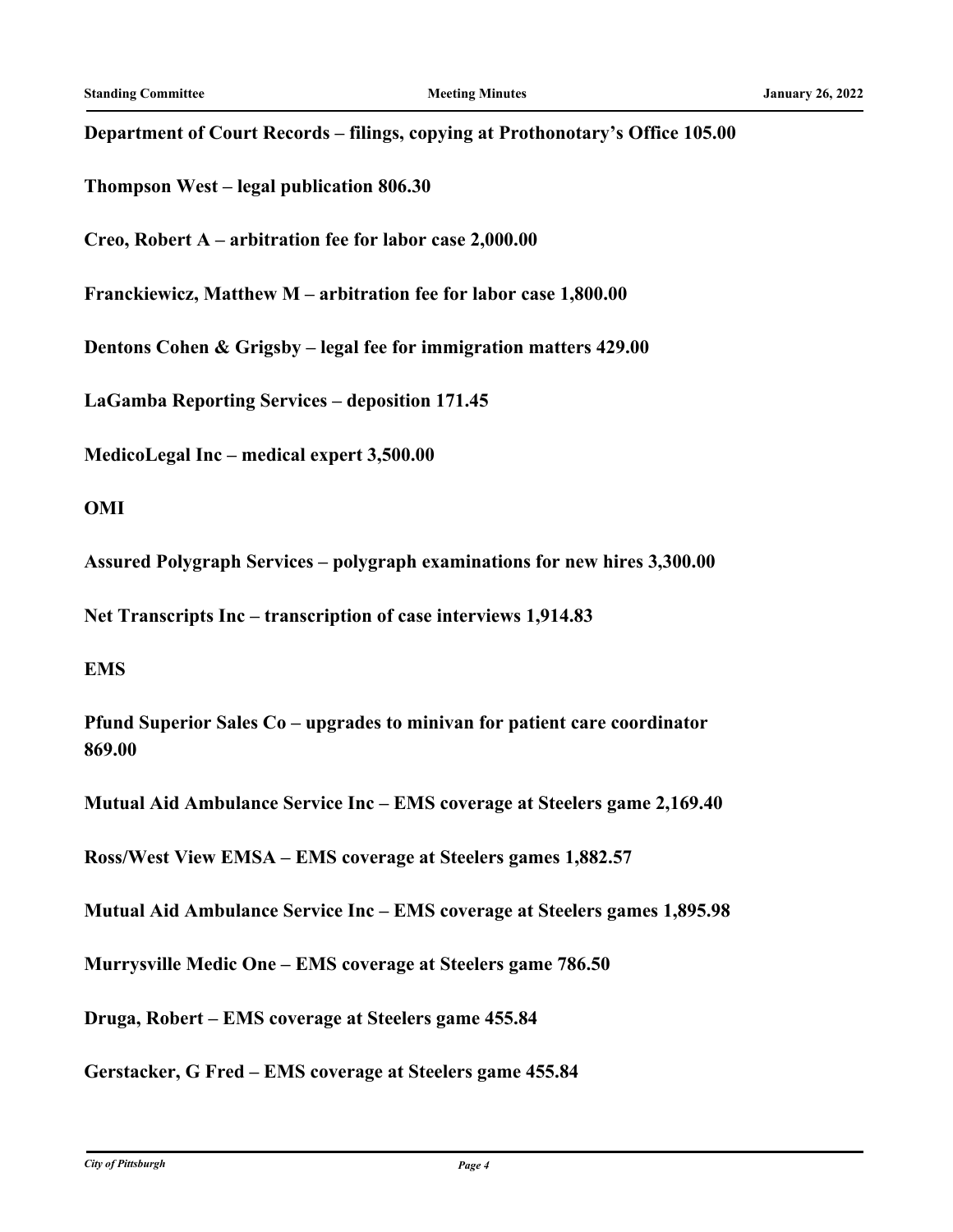**Department of Court Records – filings, copying at Prothonotary's Office 105.00**

**Thompson West – legal publication 806.30**

**Creo, Robert A – arbitration fee for labor case 2,000.00**

**Franckiewicz, Matthew M – arbitration fee for labor case 1,800.00**

**Dentons Cohen & Grigsby – legal fee for immigration matters 429.00**

**LaGamba Reporting Services – deposition 171.45**

**MedicoLegal Inc – medical expert 3,500.00**

**OMI**

**Assured Polygraph Services – polygraph examinations for new hires 3,300.00**

**Net Transcripts Inc – transcription of case interviews 1,914.83**

**EMS**

**Pfund Superior Sales Co – upgrades to minivan for patient care coordinator 869.00**

**Mutual Aid Ambulance Service Inc – EMS coverage at Steelers game 2,169.40**

**Ross/West View EMSA – EMS coverage at Steelers games 1,882.57**

**Mutual Aid Ambulance Service Inc – EMS coverage at Steelers games 1,895.98**

**Murrysville Medic One – EMS coverage at Steelers game 786.50**

**Druga, Robert – EMS coverage at Steelers game 455.84**

**Gerstacker, G Fred – EMS coverage at Steelers game 455.84**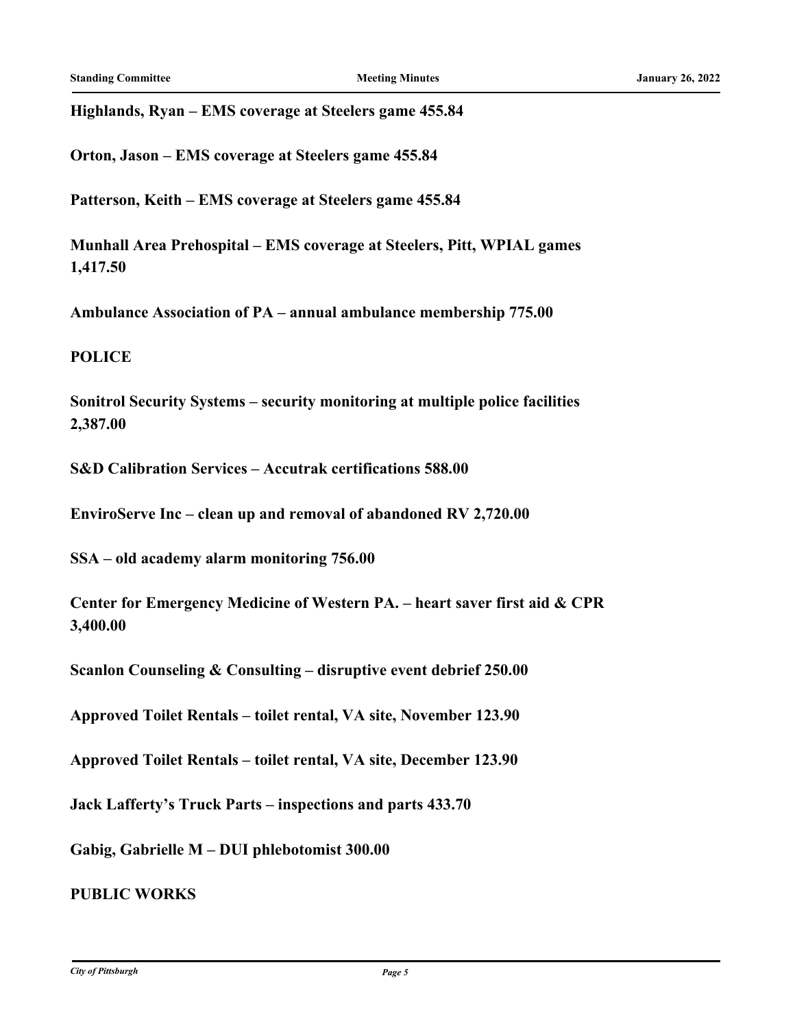**Highlands, Ryan – EMS coverage at Steelers game 455.84**

**Orton, Jason – EMS coverage at Steelers game 455.84**

**Patterson, Keith – EMS coverage at Steelers game 455.84**

**Munhall Area Prehospital – EMS coverage at Steelers, Pitt, WPIAL games 1,417.50**

**Ambulance Association of PA – annual ambulance membership 775.00**

**POLICE**

**Sonitrol Security Systems – security monitoring at multiple police facilities 2,387.00**

**S&D Calibration Services – Accutrak certifications 588.00**

**EnviroServe Inc – clean up and removal of abandoned RV 2,720.00**

**SSA – old academy alarm monitoring 756.00**

**Center for Emergency Medicine of Western PA. – heart saver first aid & CPR 3,400.00**

**Scanlon Counseling & Consulting – disruptive event debrief 250.00**

**Approved Toilet Rentals – toilet rental, VA site, November 123.90**

**Approved Toilet Rentals – toilet rental, VA site, December 123.90**

**Jack Lafferty's Truck Parts – inspections and parts 433.70**

**Gabig, Gabrielle M – DUI phlebotomist 300.00**

**PUBLIC WORKS**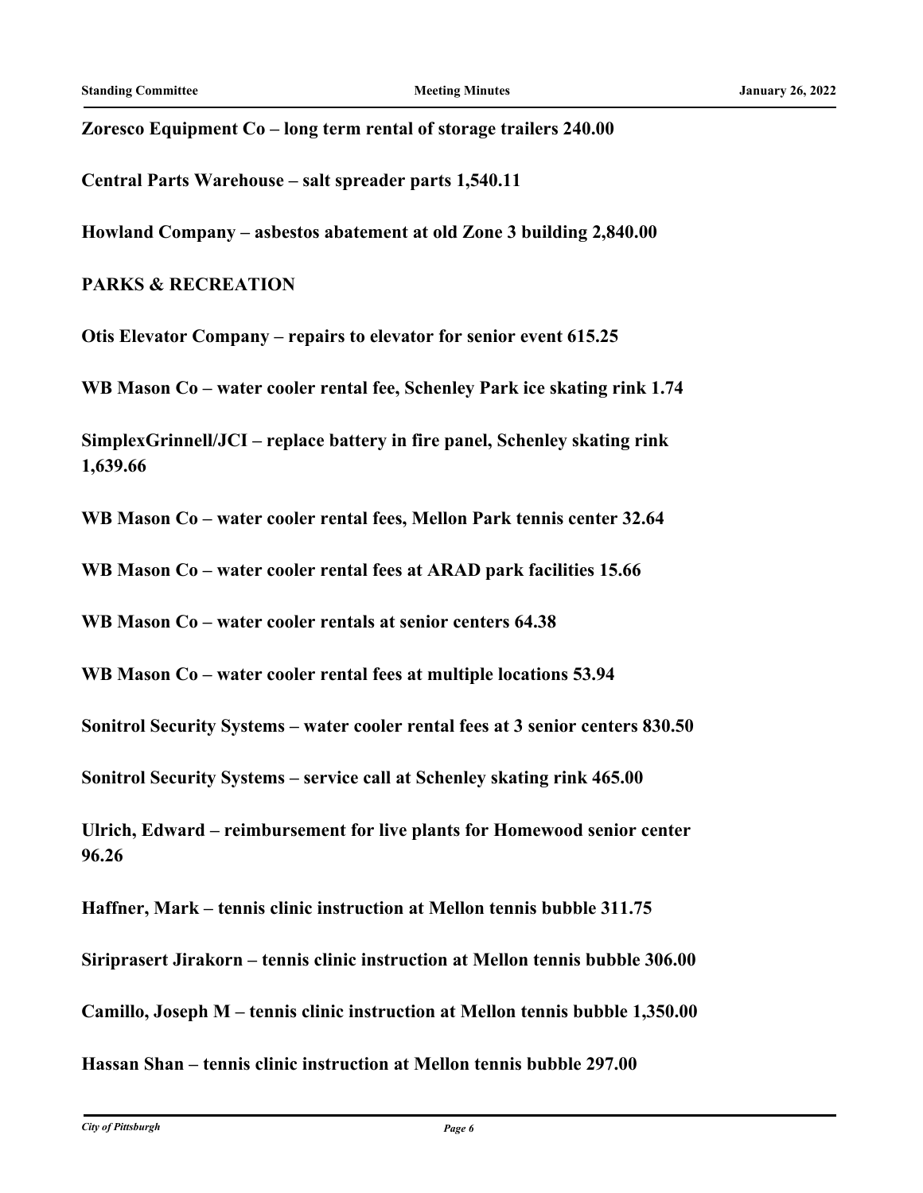**Zoresco Equipment Co – long term rental of storage trailers 240.00**

**Central Parts Warehouse – salt spreader parts 1,540.11**

**Howland Company – asbestos abatement at old Zone 3 building 2,840.00**

**PARKS & RECREATION**

**Otis Elevator Company – repairs to elevator for senior event 615.25**

**WB Mason Co – water cooler rental fee, Schenley Park ice skating rink 1.74**

**SimplexGrinnell/JCI – replace battery in fire panel, Schenley skating rink 1,639.66**

**WB Mason Co – water cooler rental fees, Mellon Park tennis center 32.64**

**WB Mason Co – water cooler rental fees at ARAD park facilities 15.66**

**WB Mason Co – water cooler rentals at senior centers 64.38**

**WB Mason Co – water cooler rental fees at multiple locations 53.94**

**Sonitrol Security Systems – water cooler rental fees at 3 senior centers 830.50**

**Sonitrol Security Systems – service call at Schenley skating rink 465.00**

**Ulrich, Edward – reimbursement for live plants for Homewood senior center 96.26**

**Haffner, Mark – tennis clinic instruction at Mellon tennis bubble 311.75**

**Siriprasert Jirakorn – tennis clinic instruction at Mellon tennis bubble 306.00**

**Camillo, Joseph M – tennis clinic instruction at Mellon tennis bubble 1,350.00**

**Hassan Shan – tennis clinic instruction at Mellon tennis bubble 297.00**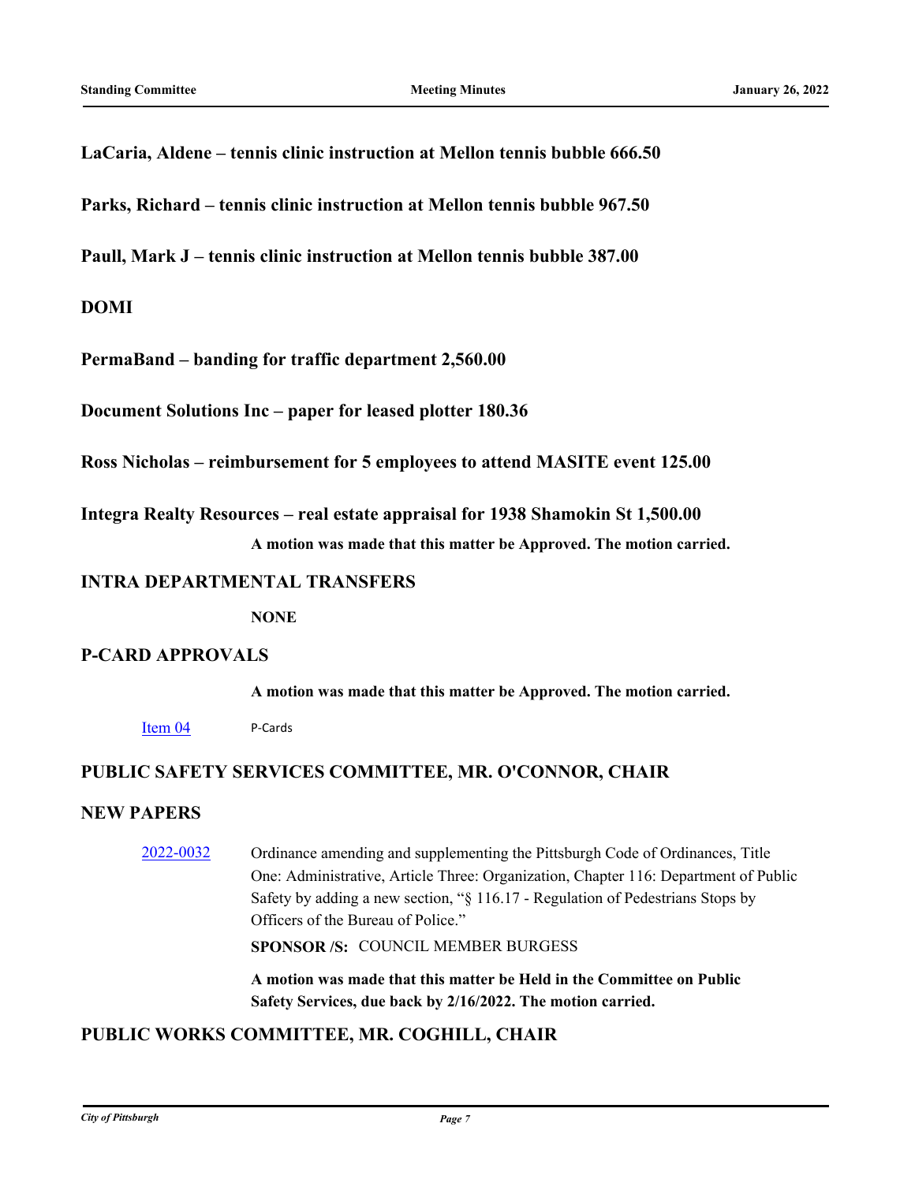**LaCaria, Aldene – tennis clinic instruction at Mellon tennis bubble 666.50**

**Parks, Richard – tennis clinic instruction at Mellon tennis bubble 967.50**

**Paull, Mark J – tennis clinic instruction at Mellon tennis bubble 387.00**

**DOMI**

**PermaBand – banding for traffic department 2,560.00**

**Document Solutions Inc – paper for leased plotter 180.36**

**Ross Nicholas – reimbursement for 5 employees to attend MASITE event 125.00**

**Integra Realty Resources – real estate appraisal for 1938 Shamokin St 1,500.00**

**A motion was made that this matter be Approved. The motion carried.**

## INTRA DEPARTMENTAL TRANSFERS

**NONE**

## P-CARD APPROVALS

**A motion was made that this matter be Approved. The motion carried.**

Item 04 P-Cards

## PUBLIC SAFETY SERVICES COMMITTEE, MR. O'CONNOR, CHAIR

## NEW PAPERS

2022-0032 Ordinance amending and supplementing the Pittsburgh Code of Ordinances, Title One: Administrative, Article Three: Organization, Chapter 116: Department of Public Safety by adding a new section, "§ 116.17 - Regulation of Pedestrians Stops by Officers of the Bureau of Police."

**SPONSOR /S:** COUNCIL MEMBER BURGESS

**A motion was made that this matter be Held in the Committee on Public Safety Services, due back by 2/16/2022. The motion carried.**

## PUBLIC WORKS COMMITTEE, MR. COGHILL, CHAIR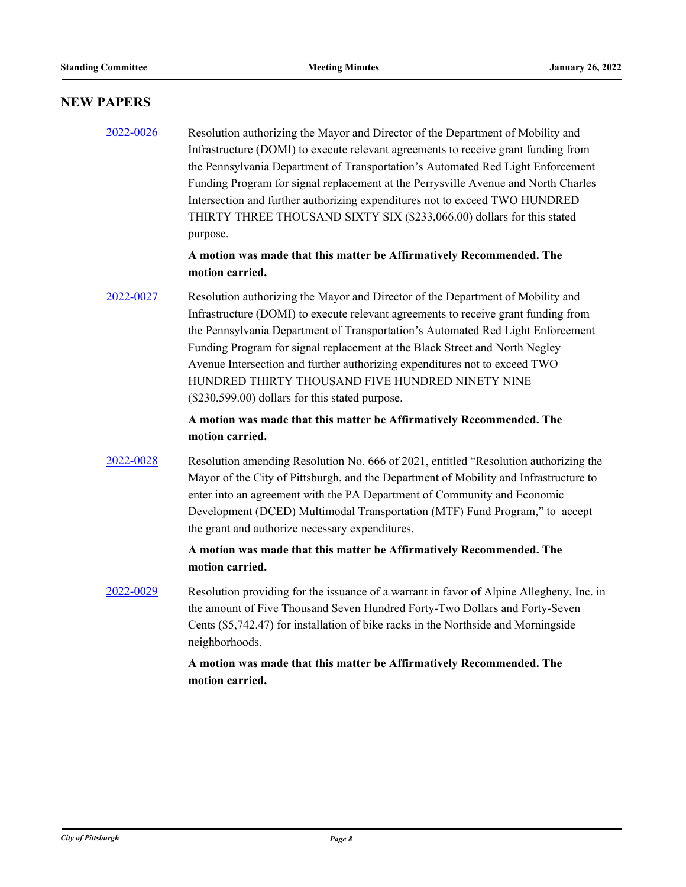## NEW PAPERS

[2022-0026](#) Resolution authorizing the Mayor and Director of the Department of Mobility and Infrastructure (DOMI) to execute relevant agreements to receive grant funding from the Pennsylvania Department of Transportation's Automated Red Light Enforcement Funding Program for signal replacement at the Perrysville Avenue and North Charles Intersection and further authorizing expenditures not to exceed TWO HUNDRED THIRTY THREE THOUSAND SIXTY SIX ($233,066.00) dollars for this stated purpose.

**A motion was made that this matter be Affirmatively Recommended. The motion carried.**

[2022-0027](#) Resolution authorizing the Mayor and Director of the Department of Mobility and Infrastructure (DOMI) to execute relevant agreements to receive grant funding from the Pennsylvania Department of Transportation's Automated Red Light Enforcement Funding Program for signal replacement at the Black Street and North Negley Avenue Intersection and further authorizing expenditures not to exceed TWO HUNDRED THIRTY THOUSAND FIVE HUNDRED NINETY NINE ($230,599.00) dollars for this stated purpose.

**A motion was made that this matter be Affirmatively Recommended. The motion carried.**

[2022-0028](#) Resolution amending Resolution No. 666 of 2021, entitled "Resolution authorizing the Mayor of the City of Pittsburgh, and the Department of Mobility and Infrastructure to enter into an agreement with the PA Department of Community and Economic Development (DCED) Multimodal Transportation (MTF) Fund Program," to accept the grant and authorize necessary expenditures.

**A motion was made that this matter be Affirmatively Recommended. The motion carried.**

[2022-0029](#) Resolution providing for the issuance of a warrant in favor of Alpine Allegheny, Inc. in the amount of Five Thousand Seven Hundred Forty-Two Dollars and Forty-Seven Cents ($5,742.47) for installation of bike racks in the Northside and Morningside neighborhoods.

**A motion was made that this matter be Affirmatively Recommended. The motion carried.**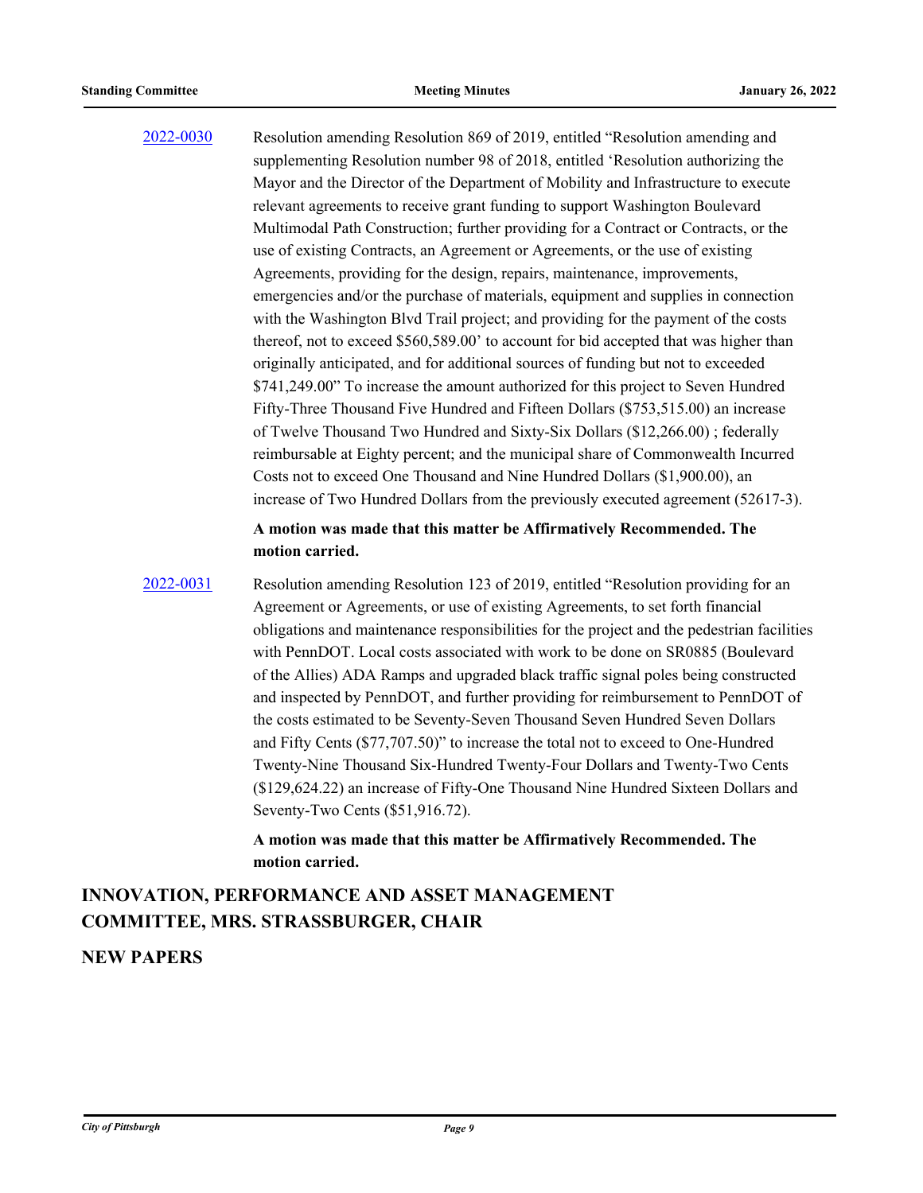[2022-0030](2022-0030) Resolution amending Resolution 869 of 2019, entitled "Resolution amending and supplementing Resolution number 98 of 2018, entitled 'Resolution authorizing the Mayor and the Director of the Department of Mobility and Infrastructure to execute relevant agreements to receive grant funding to support Washington Boulevard Multimodal Path Construction; further providing for a Contract or Contracts, or the use of existing Contracts, an Agreement or Agreements, or the use of existing Agreements, providing for the design, repairs, maintenance, improvements, emergencies and/or the purchase of materials, equipment and supplies in connection with the Washington Blvd Trail project; and providing for the payment of the costs thereof, not to exceed $560,589.00' to account for bid accepted that was higher than originally anticipated, and for additional sources of funding but not to exceeded $741,249.00" To increase the amount authorized for this project to Seven Hundred Fifty-Three Thousand Five Hundred and Fifteen Dollars ($753,515.00) an increase of Twelve Thousand Two Hundred and Sixty-Six Dollars ($12,266.00) ; federally reimbursable at Eighty percent; and the municipal share of Commonwealth Incurred Costs not to exceed One Thousand and Nine Hundred Dollars ($1,900.00), an increase of Two Hundred Dollars from the previously executed agreement (52617-3).

**A motion was made that this matter be Affirmatively Recommended. The motion carried.**

[2022-0031](2022-0031) Resolution amending Resolution 123 of 2019, entitled "Resolution providing for an Agreement or Agreements, or use of existing Agreements, to set forth financial obligations and maintenance responsibilities for the project and the pedestrian facilities with PennDOT. Local costs associated with work to be done on SR0885 (Boulevard of the Allies) ADA Ramps and upgraded black traffic signal poles being constructed and inspected by PennDOT, and further providing for reimbursement to PennDOT of the costs estimated to be Seventy-Seven Thousand Seven Hundred Seven Dollars and Fifty Cents ($77,707.50)" to increase the total not to exceed to One-Hundred Twenty-Nine Thousand Six-Hundred Twenty-Four Dollars and Twenty-Two Cents ($129,624.22) an increase of Fifty-One Thousand Nine Hundred Sixteen Dollars and Seventy-Two Cents ($51,916.72).

**A motion was made that this matter be Affirmatively Recommended. The motion carried.**

## INNOVATION, PERFORMANCE AND ASSET MANAGEMENT COMMITTEE, MRS. STRASSBURGER, CHAIR

### NEW PAPERS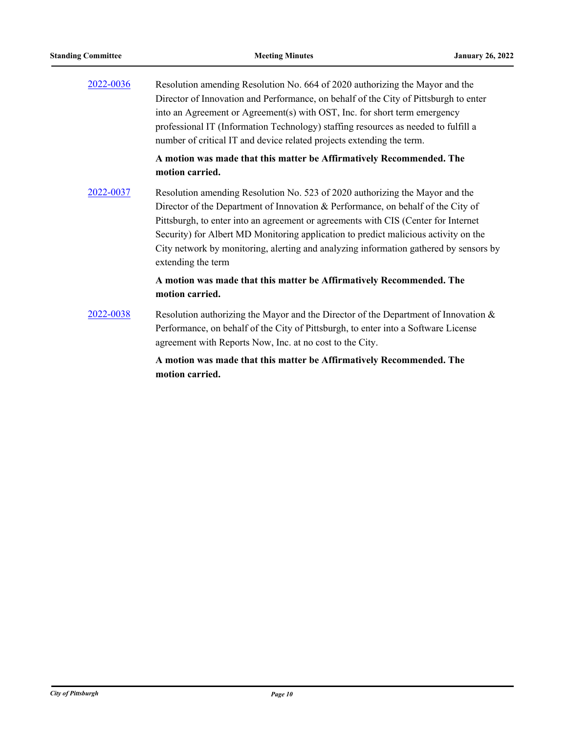2022-0036 Resolution amending Resolution No. 664 of 2020 authorizing the Mayor and the Director of Innovation and Performance, on behalf of the City of Pittsburgh to enter into an Agreement or Agreement(s) with OST, Inc. for short term emergency professional IT (Information Technology) staffing resources as needed to fulfill a number of critical IT and device related projects extending the term.

**A motion was made that this matter be Affirmatively Recommended. The motion carried.**

2022-0037 Resolution amending Resolution No. 523 of 2020 authorizing the Mayor and the Director of the Department of Innovation & Performance, on behalf of the City of Pittsburgh, to enter into an agreement or agreements with CIS (Center for Internet Security) for Albert MD Monitoring application to predict malicious activity on the City network by monitoring, alerting and analyzing information gathered by sensors by extending the term

**A motion was made that this matter be Affirmatively Recommended. The motion carried.**

2022-0038 Resolution authorizing the Mayor and the Director of the Department of Innovation & Performance, on behalf of the City of Pittsburgh, to enter into a Software License agreement with Reports Now, Inc. at no cost to the City.

**A motion was made that this matter be Affirmatively Recommended. The motion carried.**